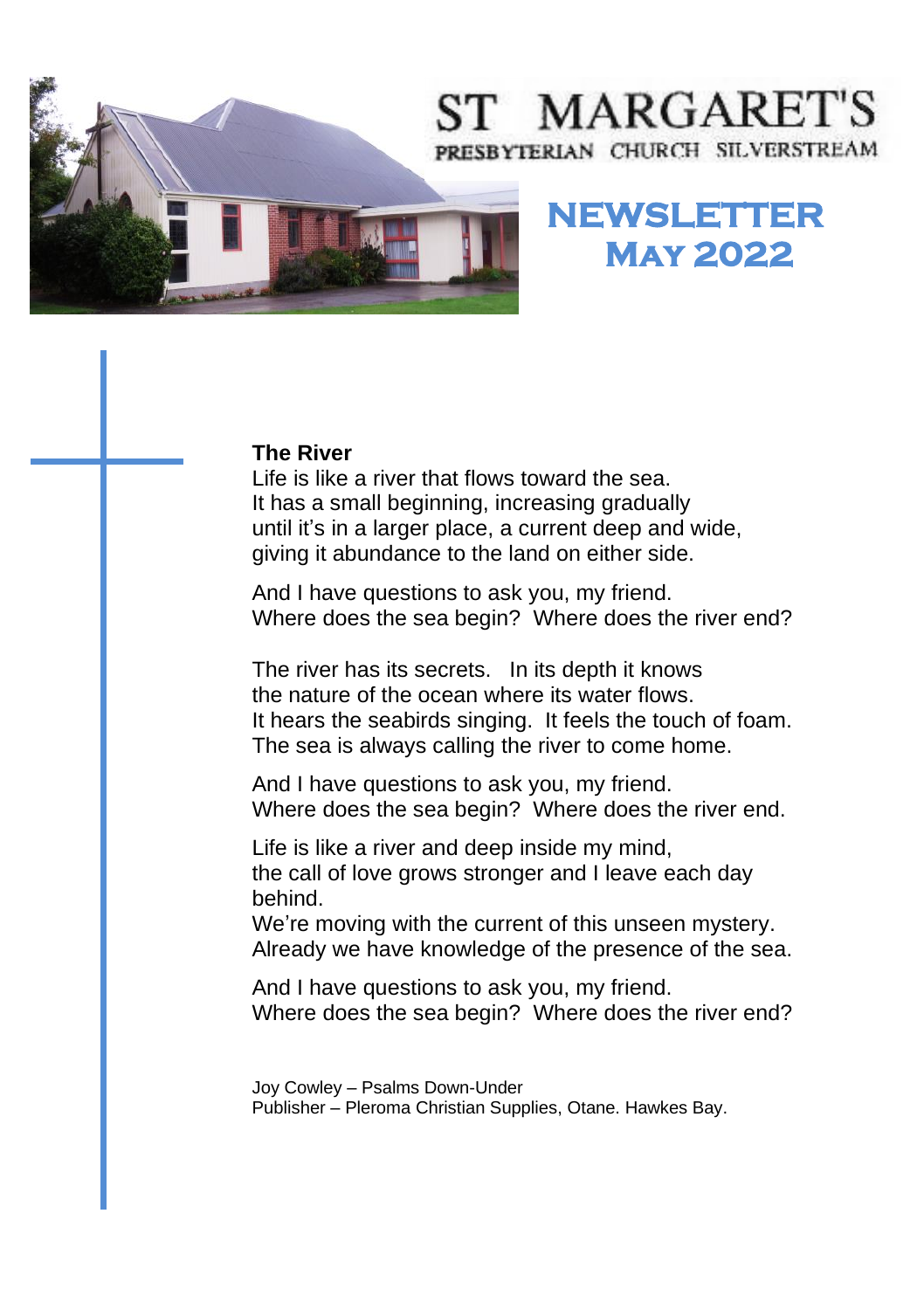# ST MARGARET'S

PRESBYTERIAN CHURCH SILVERSTREAM

## NEWSLETTER
## MAY 2022

**The River**

Life is like a river that flows toward the sea.
It has a small beginning, increasing gradually
until it's in a larger place, a current deep and wide,
giving it abundance to the land on either side.

And I have questions to ask you, my friend.
Where does the sea begin? Where does the river end?

The river has its secrets. In its depth it knows
the nature of the ocean where its water flows.
It hears the seabirds singing. It feels the touch of foam.
The sea is always calling the river to come home.

And I have questions to ask you, my friend.
Where does the sea begin? Where does the river end.

Life is like a river and deep inside my mind,
the call of love grows stronger and I leave each day behind.
We're moving with the current of this unseen mystery.
Already we have knowledge of the presence of the sea.

And I have questions to ask you, my friend.
Where does the sea begin? Where does the river end?

Joy Cowley – Psalms Down-Under
Publisher – Pleroma Christian Supplies, Otane. Hawkes Bay.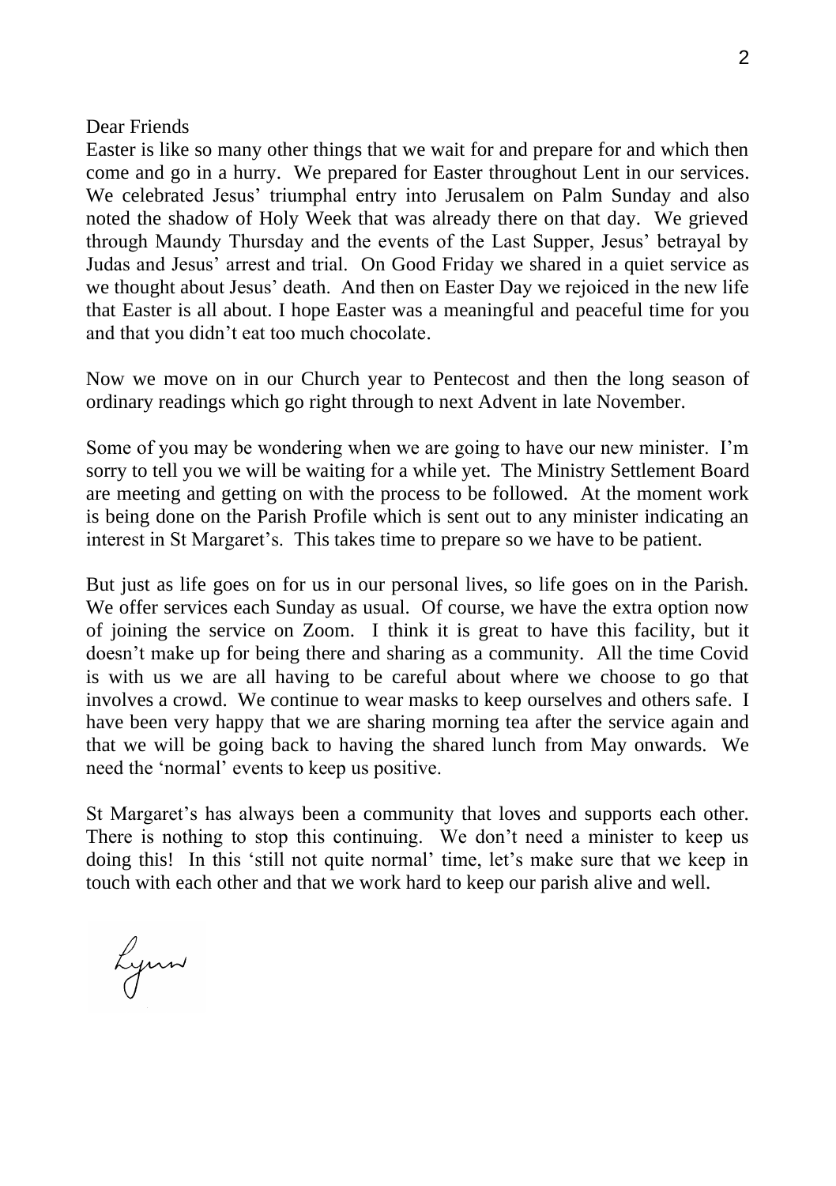Dear Friends

Easter is like so many other things that we wait for and prepare for and which then come and go in a hurry. We prepared for Easter throughout Lent in our services. We celebrated Jesus' triumphal entry into Jerusalem on Palm Sunday and also noted the shadow of Holy Week that was already there on that day. We grieved through Maundy Thursday and the events of the Last Supper, Jesus' betrayal by Judas and Jesus' arrest and trial. On Good Friday we shared in a quiet service as we thought about Jesus' death. And then on Easter Day we rejoiced in the new life that Easter is all about. I hope Easter was a meaningful and peaceful time for you and that you didn't eat too much chocolate.

Now we move on in our Church year to Pentecost and then the long season of ordinary readings which go right through to next Advent in late November.

Some of you may be wondering when we are going to have our new minister. I'm sorry to tell you we will be waiting for a while yet. The Ministry Settlement Board are meeting and getting on with the process to be followed. At the moment work is being done on the Parish Profile which is sent out to any minister indicating an interest in St Margaret's. This takes time to prepare so we have to be patient.

But just as life goes on for us in our personal lives, so life goes on in the Parish. We offer services each Sunday as usual. Of course, we have the extra option now of joining the service on Zoom. I think it is great to have this facility, but it doesn't make up for being there and sharing as a community. All the time Covid is with us we are all having to be careful about where we choose to go that involves a crowd. We continue to wear masks to keep ourselves and others safe. I have been very happy that we are sharing morning tea after the service again and that we will be going back to having the shared lunch from May onwards. We need the 'normal' events to keep us positive.

St Margaret's has always been a community that loves and supports each other. There is nothing to stop this continuing. We don't need a minister to keep us doing this! In this 'still not quite normal' time, let's make sure that we keep in touch with each other and that we work hard to keep our parish alive and well.

Lynn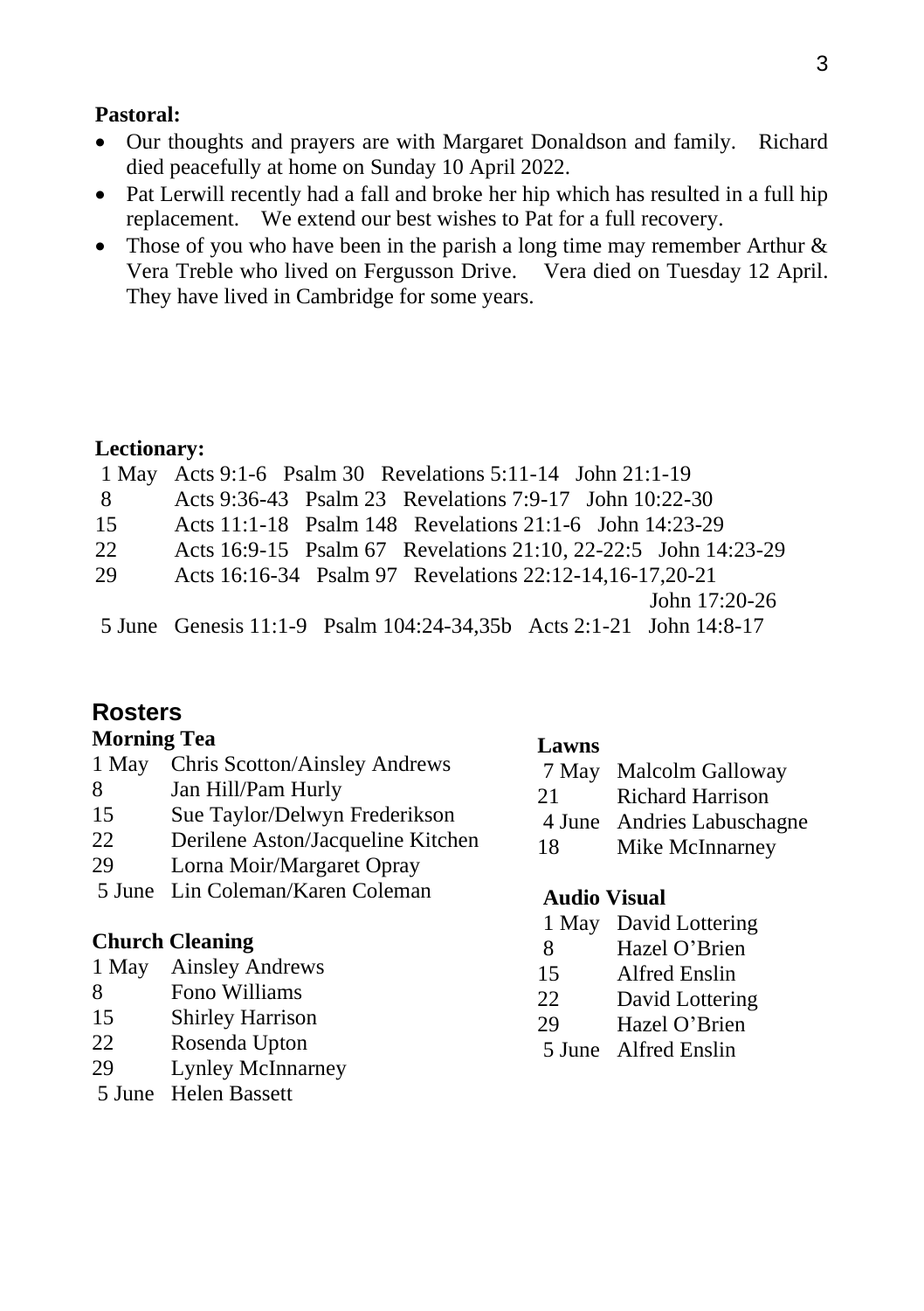**Pastoral:**

- Our thoughts and prayers are with Margaret Donaldson and family. Richard died peacefully at home on Sunday 10 April 2022.
- Pat Lerwill recently had a fall and broke her hip which has resulted in a full hip replacement. We extend our best wishes to Pat for a full recovery.
- Those of you who have been in the parish a long time may remember Arthur & Vera Treble who lived on Fergusson Drive. Vera died on Tuesday 12 April. They have lived in Cambridge for some years.

**Lectionary:**

| | |
|---|---|
| 1 May | Acts 9:1-6 Psalm 30 Revelations 5:11-14 John 21:1-19 |
| 8 | Acts 9:36-43 Psalm 23 Revelations 7:9-17 John 10:22-30 |
| 15 | Acts 11:1-18 Psalm 148 Revelations 21:1-6 John 14:23-29 |
| 22 | Acts 16:9-15 Psalm 67 Revelations 21:10, 22-22:5 John 14:23-29 |
| 29 | Acts 16:16-34 Psalm 97 Revelations 22:12-14,16-17,20-21 John 17:20-26 |
| 5 June | Genesis 11:1-9 Psalm 104:24-34,35b Acts 2:1-21 John 14:8-17 |

## Rosters

**Morning Tea**

| | |
|---|---|
| 1 May | Chris Scotton/Ainsley Andrews |
| 8 | Jan Hill/Pam Hurly |
| 15 | Sue Taylor/Delwyn Frederikson |
| 22 | Derilene Aston/Jacqueline Kitchen |
| 29 | Lorna Moir/Margaret Opray |
| 5 June | Lin Coleman/Karen Coleman |

**Church Cleaning**

| | |
|---|---|
| 1 May | Ainsley Andrews |
| 8 | Fono Williams |
| 15 | Shirley Harrison |
| 22 | Rosenda Upton |
| 29 | Lynley McInnarney |
| 5 June | Helen Bassett |

**Lawns**

| | |
|---|---|
| 7 May | Malcolm Galloway |
| 21 | Richard Harrison |
| 4 June | Andries Labuschagne |
| 18 | Mike McInnarney |

**Audio Visual**

| | |
|---|---|
| 1 May | David Lottering |
| 8 | Hazel O'Brien |
| 15 | Alfred Enslin |
| 22 | David Lottering |
| 29 | Hazel O'Brien |
| 5 June | Alfred Enslin |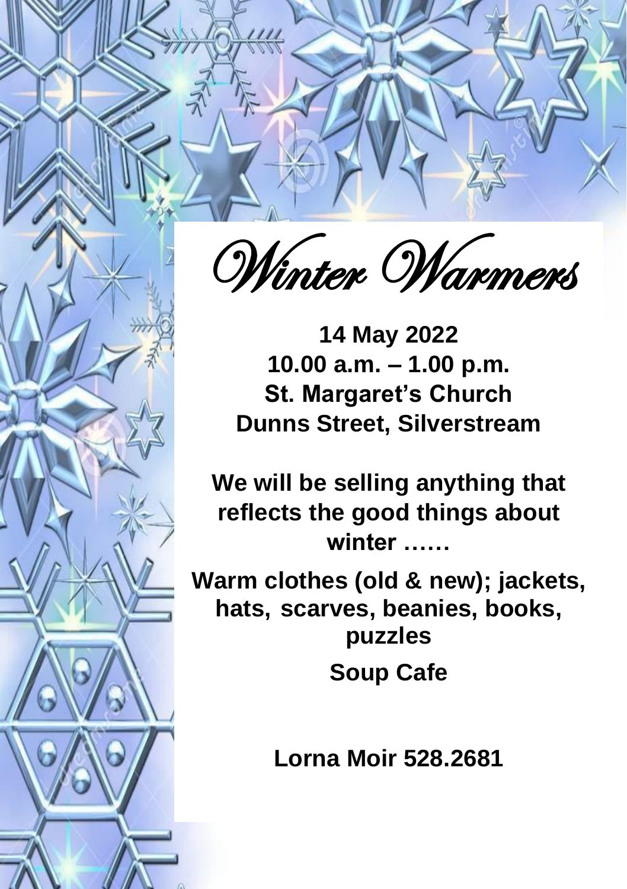# Winter Warmers

**14 May 2022**
**10.00 a.m. – 1.00 p.m.**
**St. Margaret's Church**
**Dunns Street, Silverstream**

**We will be selling anything that reflects the good things about winter ……**

**Warm clothes (old & new); jackets, hats, scarves, beanies, books, puzzles**

**Soup Cafe**

**Lorna Moir 528.2681**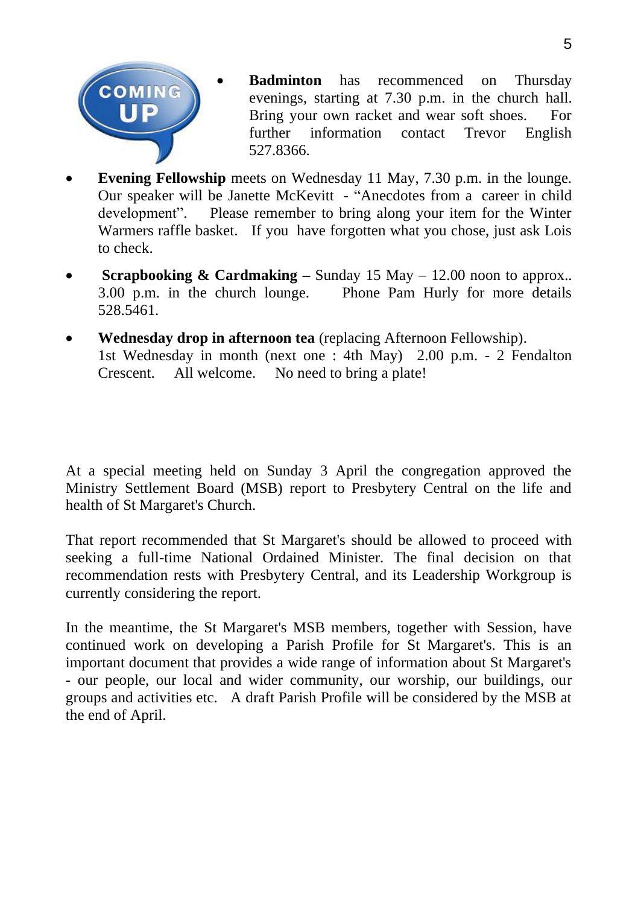COMING UP

- **Badminton** has recommenced on Thursday evenings, starting at 7.30 p.m. in the church hall. Bring your own racket and wear soft shoes. For further information contact Trevor English 527.8366.
- **Evening Fellowship** meets on Wednesday 11 May, 7.30 p.m. in the lounge. Our speaker will be Janette McKevitt - "Anecdotes from a career in child development". Please remember to bring along your item for the Winter Warmers raffle basket. If you have forgotten what you chose, just ask Lois to check.
- **Scrapbooking & Cardmaking –** Sunday 15 May – 12.00 noon to approx.. 3.00 p.m. in the church lounge. Phone Pam Hurly for more details 528.5461.
- **Wednesday drop in afternoon tea** (replacing Afternoon Fellowship). 1st Wednesday in month (next one : 4th May) 2.00 p.m. - 2 Fendalton Crescent. All welcome. No need to bring a plate!

At a special meeting held on Sunday 3 April the congregation approved the Ministry Settlement Board (MSB) report to Presbytery Central on the life and health of St Margaret's Church.

That report recommended that St Margaret's should be allowed to proceed with seeking a full-time National Ordained Minister. The final decision on that recommendation rests with Presbytery Central, and its Leadership Workgroup is currently considering the report.

In the meantime, the St Margaret's MSB members, together with Session, have continued work on developing a Parish Profile for St Margaret's. This is an important document that provides a wide range of information about St Margaret's - our people, our local and wider community, our worship, our buildings, our groups and activities etc. A draft Parish Profile will be considered by the MSB at the end of April.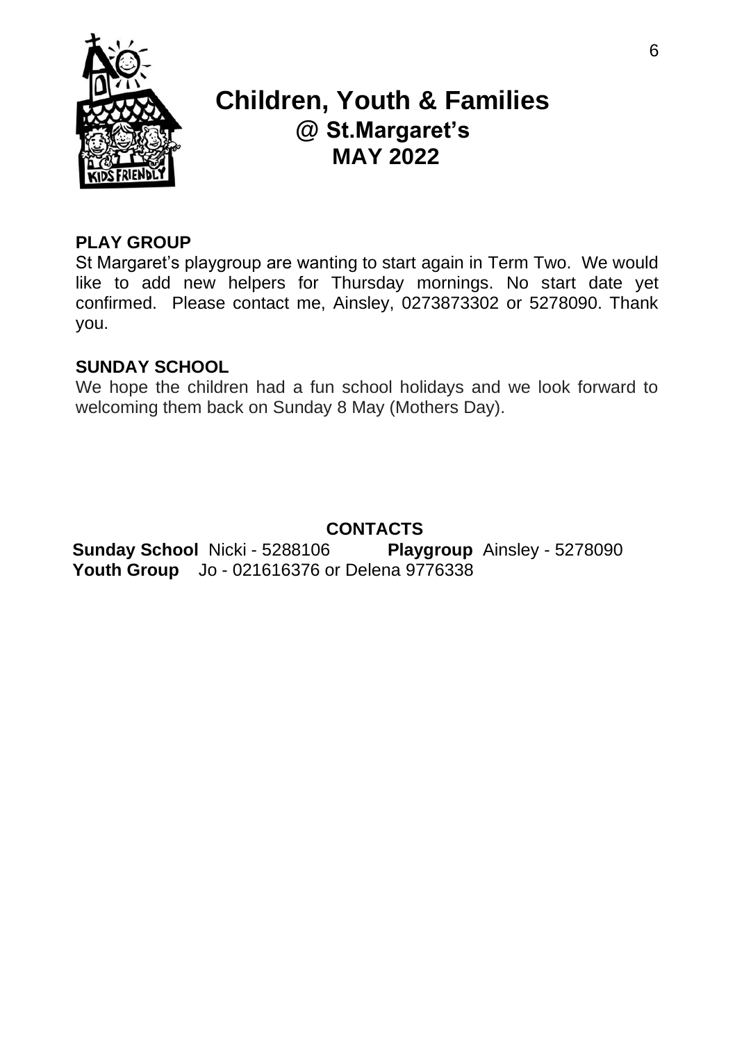# Children, Youth & Families
## @ St.Margaret's
## MAY 2022

**PLAY GROUP**

St Margaret's playgroup are wanting to start again in Term Two. We would like to add new helpers for Thursday mornings. No start date yet confirmed. Please contact me, Ainsley, 0273873302 or 5278090. Thank you.

**SUNDAY SCHOOL**

We hope the children had a fun school holidays and we look forward to welcoming them back on Sunday 8 May (Mothers Day).

**CONTACTS**

**Sunday School** Nicki - 5288106 **Playgroup** Ainsley - 5278090
**Youth Group** Jo - 021616376 or Delena 9776338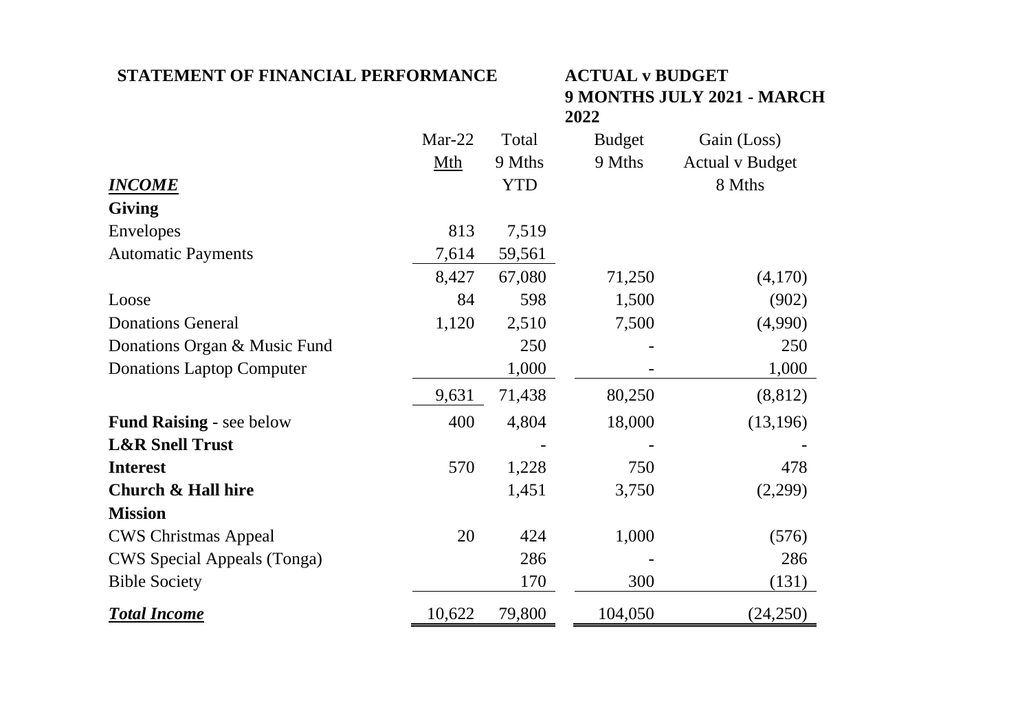**STATEMENT OF FINANCIAL PERFORMANCE**

**ACTUAL v BUDGET**
**9 MONTHS JULY 2021 - MARCH 2022**

| | Mar-22 | Total | Budget | Gain (Loss) |
|---|---|---|---|---|
| | Mth | 9 Mths | 9 Mths | Actual v Budget |
| ***INCOME*** | | YTD | | 8 Mths |
| **Giving** | | | | |
| Envelopes | 813 | 7,519 | | |
| Automatic Payments | 7,614 | 59,561 | | |
| | 8,427 | 67,080 | 71,250 | (4,170) |
| Loose | 84 | 598 | 1,500 | (902) |
| Donations General | 1,120 | 2,510 | 7,500 | (4,990) |
| Donations Organ & Music Fund | | 250 | - | 250 |
| Donations Laptop Computer | | 1,000 | - | 1,000 |
| | 9,631 | 71,438 | 80,250 | (8,812) |
| **Fund Raising** - see below | 400 | 4,804 | 18,000 | (13,196) |
| **L&R Snell Trust** | | - | - | - |
| **Interest** | 570 | 1,228 | 750 | 478 |
| **Church & Hall hire** | | 1,451 | 3,750 | (2,299) |
| **Mission** | | | | |
| CWS Christmas Appeal | 20 | 424 | 1,000 | (576) |
| CWS Special Appeals (Tonga) | | 286 | - | 286 |
| Bible Society | | 170 | 300 | (131) |
| ***Total Income*** | 10,622 | 79,800 | 104,050 | (24,250) |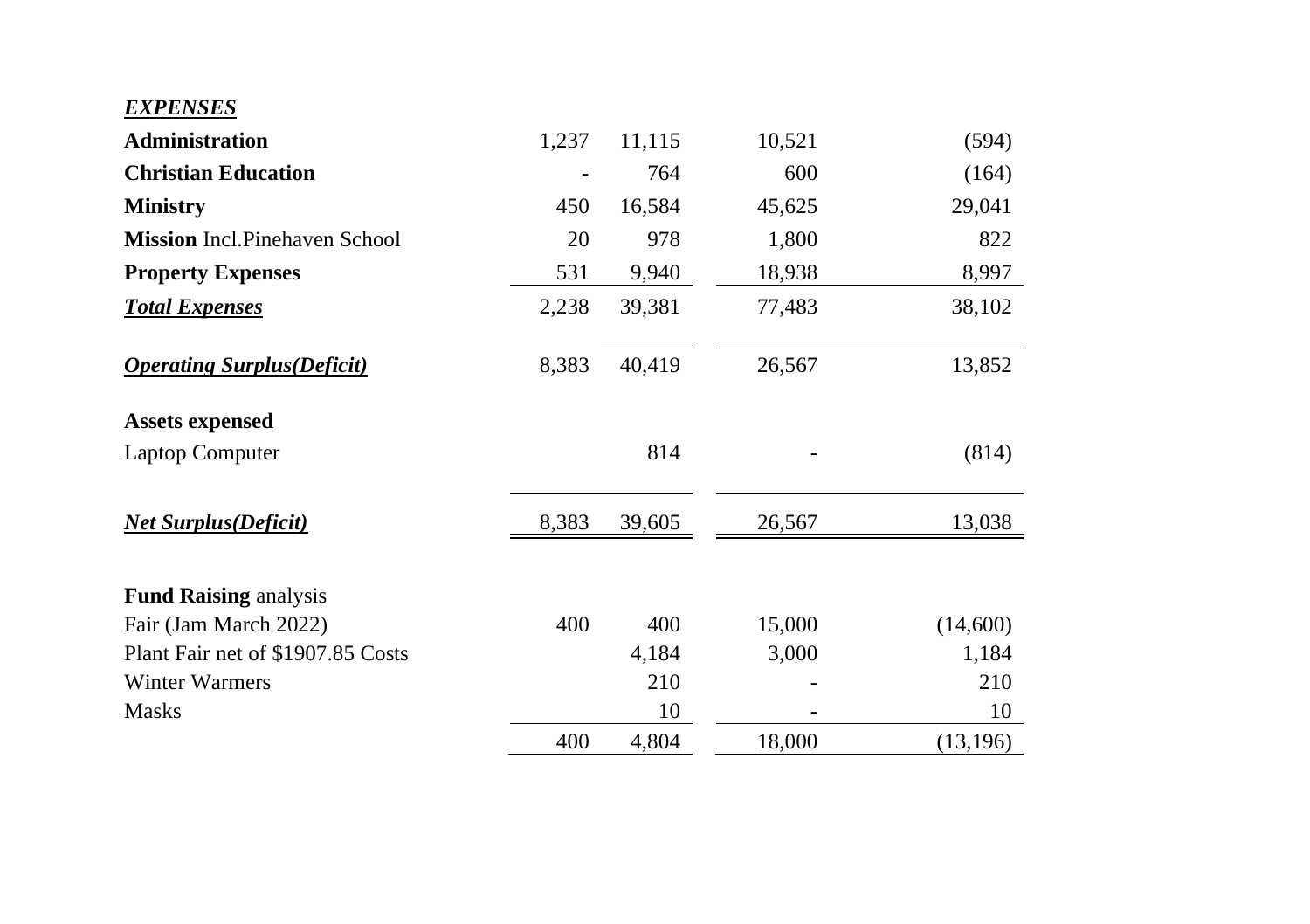| ***EXPENSES*** | | | | |
|---|---|---|---|---|
| **Administration** | 1,237 | 11,115 | 10,521 | (594) |
| **Christian Education** | - | 764 | 600 | (164) |
| **Ministry** | 450 | 16,584 | 45,625 | 29,041 |
| **Mission** Incl.Pinehaven School | 20 | 978 | 1,800 | 822 |
| **Property Expenses** | 531 | 9,940 | 18,938 | 8,997 |
| ***Total Expenses*** | 2,238 | 39,381 | 77,483 | 38,102 |
| | | | | |
| ***Operating Surplus(Deficit)*** | 8,383 | 40,419 | 26,567 | 13,852 |
| | | | | |
| **Assets expensed** | | | | |
| Laptop Computer | | 814 | - | (814) |
| | | | | |
| ***Net Surplus(Deficit)*** | 8,383 | 39,605 | 26,567 | 13,038 |
| | | | | |
| **Fund Raising** analysis | | | | |
| Fair (Jam March 2022) | 400 | 400 | 15,000 | (14,600) |
| Plant Fair net of $1907.85 Costs | | 4,184 | 3,000 | 1,184 |
| Winter Warmers | | 210 | - | 210 |
| Masks | | 10 | - | 10 |
| | 400 | 4,804 | 18,000 | (13,196) |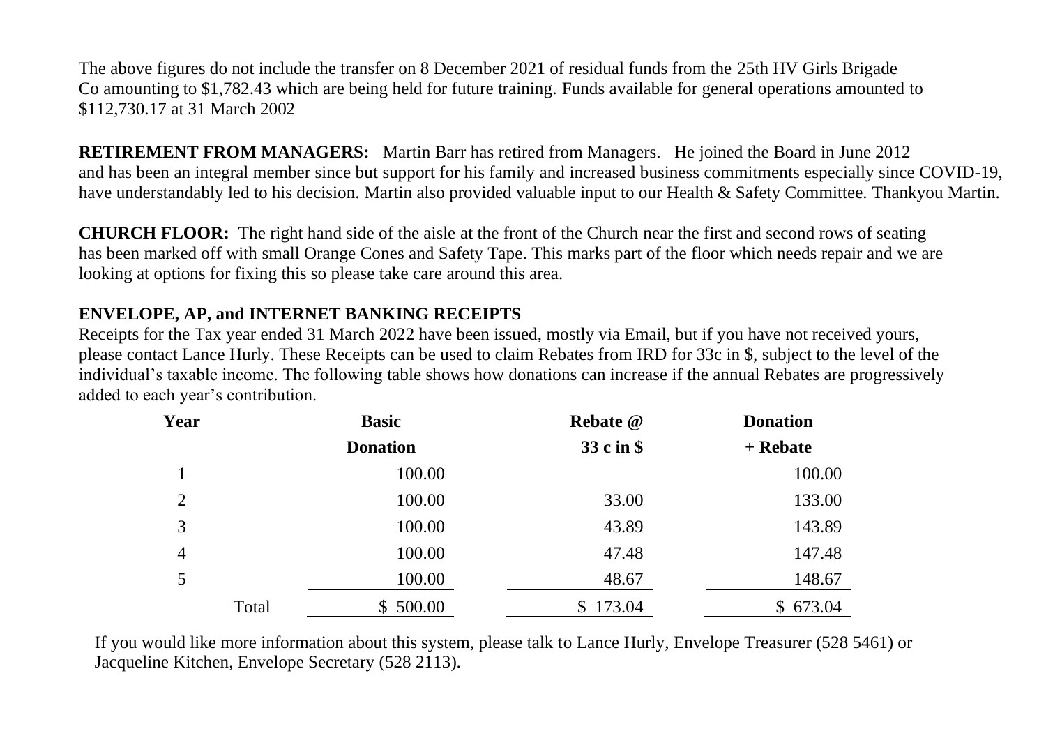The above figures do not include the transfer on 8 December 2021 of residual funds from the 25th HV Girls Brigade Co amounting to $1,782.43 which are being held for future training. Funds available for general operations amounted to $112,730.17 at 31 March 2002

**RETIREMENT FROM MANAGERS:** Martin Barr has retired from Managers. He joined the Board in June 2012 and has been an integral member since but support for his family and increased business commitments especially since COVID-19, have understandably led to his decision. Martin also provided valuable input to our Health & Safety Committee. Thankyou Martin.

**CHURCH FLOOR:** The right hand side of the aisle at the front of the Church near the first and second rows of seating has been marked off with small Orange Cones and Safety Tape. This marks part of the floor which needs repair and we are looking at options for fixing this so please take care around this area.

**ENVELOPE, AP, and INTERNET BANKING RECEIPTS**

Receipts for the Tax year ended 31 March 2022 have been issued, mostly via Email, but if you have not received yours, please contact Lance Hurly. These Receipts can be used to claim Rebates from IRD for 33c in $, subject to the level of the individual's taxable income. The following table shows how donations can increase if the annual Rebates are progressively added to each year's contribution.

| Year | Basic Donation | Rebate @ 33 c in $ | Donation + Rebate |
|---|---|---|---|
| 1 | 100.00 | | 100.00 |
| 2 | 100.00 | 33.00 | 133.00 |
| 3 | 100.00 | 43.89 | 143.89 |
| 4 | 100.00 | 47.48 | 147.48 |
| 5 | 100.00 | 48.67 | 148.67 |
| Total | $ 500.00 | $ 173.04 | $ 673.04 |

If you would like more information about this system, please talk to Lance Hurly, Envelope Treasurer (528 5461) or Jacqueline Kitchen, Envelope Secretary (528 2113).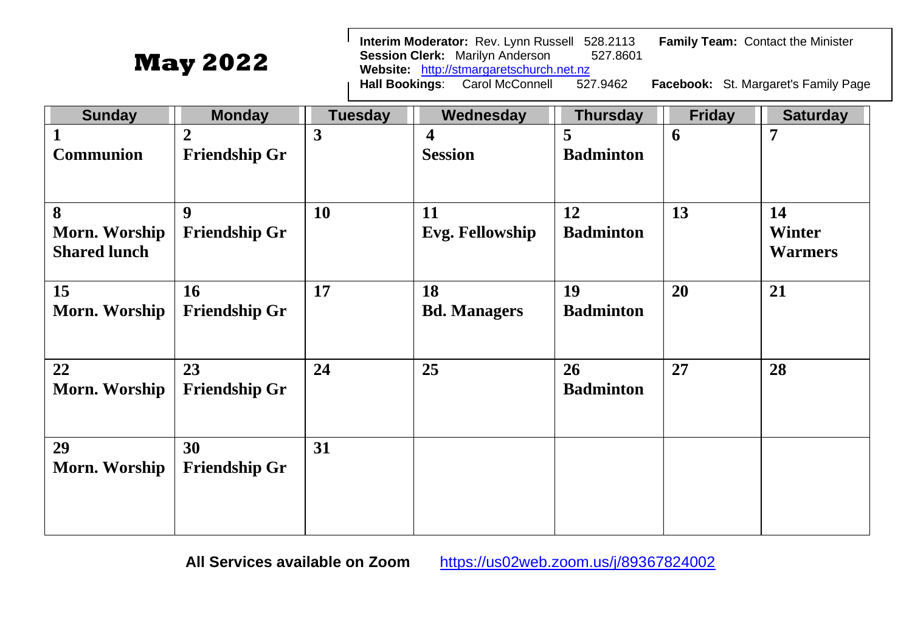# May 2022

**Interim Moderator:** Rev. Lynn Russell 528.2113 **Family Team:** Contact the Minister
**Session Clerk:** Marilyn Anderson 527.8601
**Website:** http://stmargaretschurch.net.nz
**Hall Bookings**: Carol McConnell 527.9462 **Facebook:** St. Margaret's Family Page

| Sunday | Monday | Tuesday | Wednesday | Thursday | Friday | Saturday |
|---|---|---|---|---|---|---|
| **1** **Communion** | **2** **Friendship Gr** | **3** | **4** **Session** | **5** **Badminton** | **6** | **7** |
| **8** **Morn. Worship** **Shared lunch** | **9** **Friendship Gr** | **10** | **11** **Evg. Fellowship** | **12** **Badminton** | **13** | **14** **Winter Warmers** |
| **15** **Morn. Worship** | **16** **Friendship Gr** | **17** | **18** **Bd. Managers** | **19** **Badminton** | **20** | **21** |
| **22** **Morn. Worship** | **23** **Friendship Gr** | **24** | **25** | **26** **Badminton** | **27** | **28** |
| **29** **Morn. Worship** | **30** **Friendship Gr** | **31** | | | | |

**All Services available on Zoom** https://us02web.zoom.us/j/89367824002